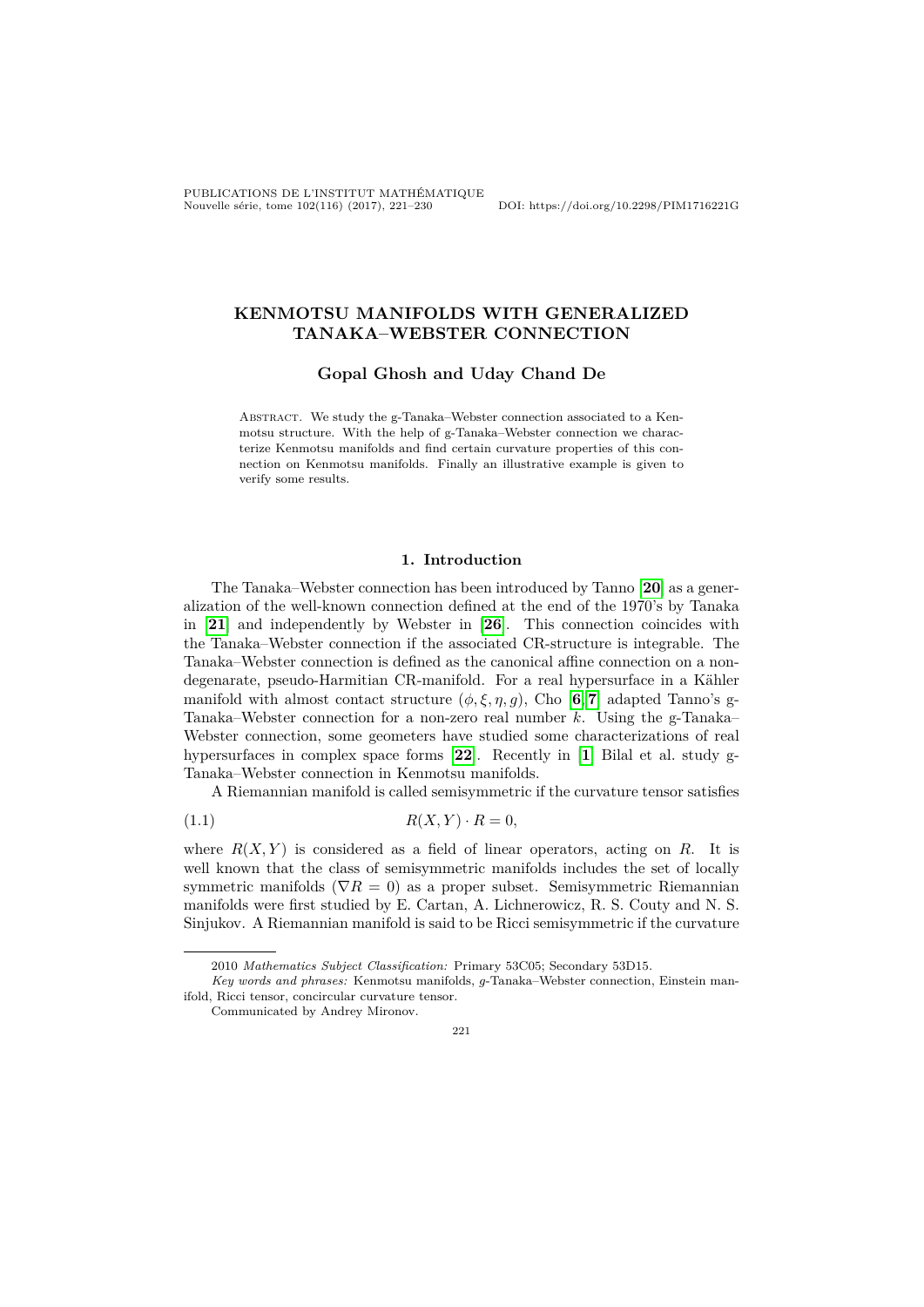# KENMOTSU MANIFOLDS WITH GENERALIZED TANAKA–WEBSTER CONNECTION

**Gopal Ghosh and Uday Chand De**

Abstract. We study the g-Tanaka–Webster connection associated to a Kenmotsu structure. With the help of g-Tanaka–Webster connection we characterize Kenmotsu manifolds and find certain curvature properties of this connection on Kenmotsu manifolds. Finally an illustrative example is given to verify some results.

## 1. Introduction

The Tanaka–Webster connection has been introduced by Tanno [20] as a generalization of the well-known connection defined at the end of the 1970's by Tanaka in [21] and independently by Webster in [26]. This connection coincides with the Tanaka–Webster connection if the associated CR-structure is integrable. The Tanaka–Webster connection is defined as the canonical affine connection on a non-degenarate, pseudo-Harmitian CR-manifold. For a real hypersurface in a Kähler manifold with almost contact structure $(\phi, \xi, \eta, g)$, Cho [6, 7] adapted Tanno's g-Tanaka–Webster connection for a non-zero real number $k$. Using the g-Tanaka–Webster connection, some geometers have studied some characterizations of real hypersurfaces in complex space forms [22]. Recently in [1] Bilal et al. study g-Tanaka–Webster connection in Kenmotsu manifolds.

A Riemannian manifold is called semisymmetric if the curvature tensor satisfies

$$R(X, Y) \cdot R = 0, \tag{1.1}$$

where $R(X, Y)$ is considered as a field of linear operators, acting on $R$. It is well known that the class of semisymmetric manifolds includes the set of locally symmetric manifolds ($\nabla R = 0$) as a proper subset. Semisymmetric Riemannian manifolds were first studied by E. Cartan, A. Lichnerowicz, R. S. Couty and N. S. Sinjukov. A Riemannian manifold is said to be Ricci semisymmetric if the curvature

---

2010 *Mathematics Subject Classification:* Primary 53C05; Secondary 53D15.

*Key words and phrases:* Kenmotsu manifolds, *g*-Tanaka–Webster connection, Einstein manifold, Ricci tensor, concircular curvature tensor.

Communicated by Andrey Mironov.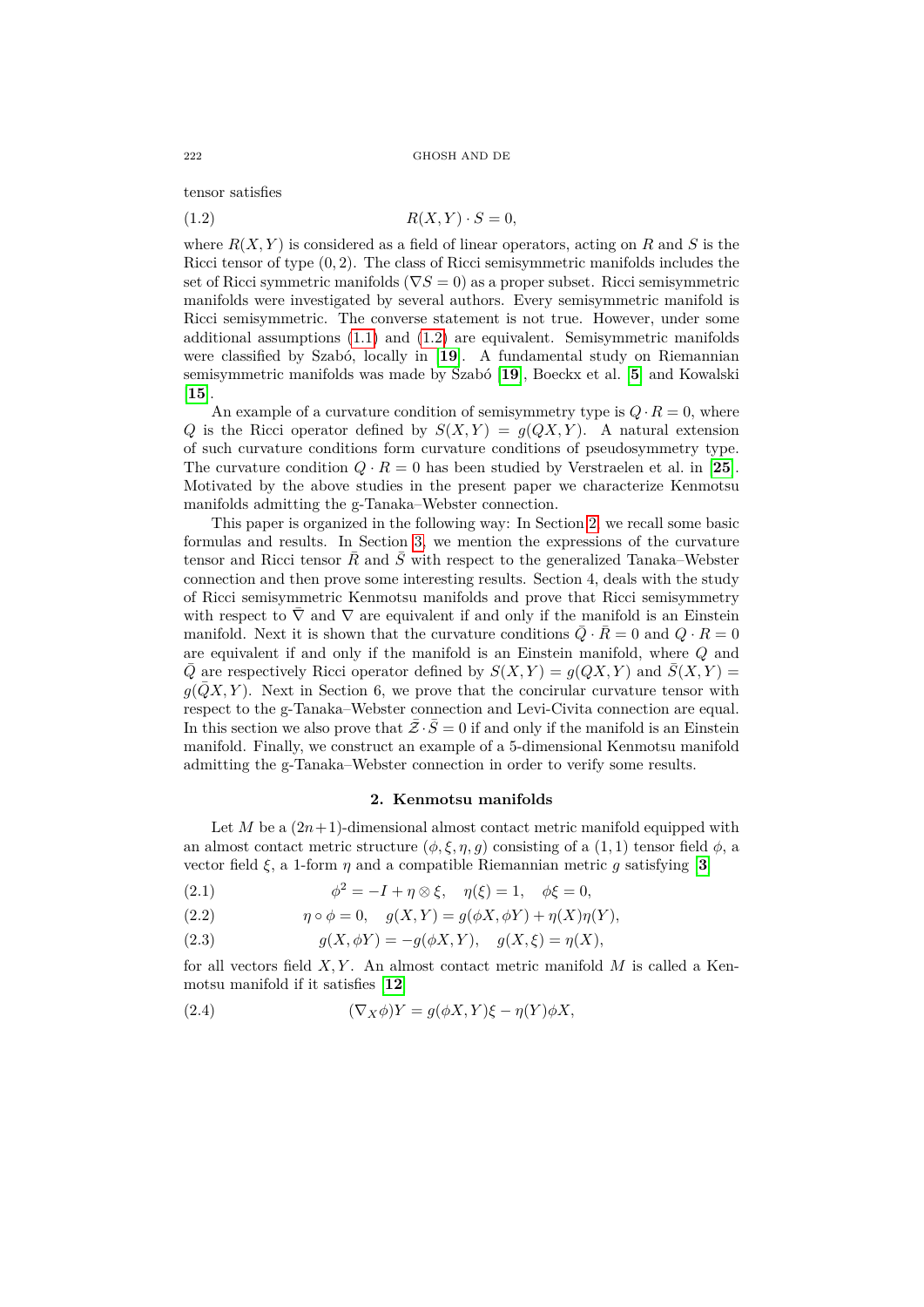tensor satisfies

$$R(X,Y)\cdot S=0, \tag{1.2}$$

where $R(X,Y)$ is considered as a field of linear operators, acting on $R$ and $S$ is the Ricci tensor of type $(0,2)$. The class of Ricci semisymmetric manifolds includes the set of Ricci symmetric manifolds ($\nabla S=0$) as a proper subset. Ricci semisymmetric manifolds were investigated by several authors. Every semisymmetric manifold is Ricci semisymmetric. The converse statement is not true. However, under some additional assumptions (1.1) and (1.2) are equivalent. Semisymmetric manifolds were classified by Szabó, locally in [**19**]. A fundamental study on Riemannian semisymmetric manifolds was made by Szabó [**19**], Boeckx et al. [**5**] and Kowalski [**15**].

An example of a curvature condition of semisymmetry type is $Q\cdot R=0$, where $Q$ is the Ricci operator defined by $S(X,Y)=g(QX,Y)$. A natural extension of such curvature conditions form curvature conditions of pseudosymmetry type. The curvature condition $Q\cdot R=0$ has been studied by Verstraelen et al. in [**25**]. Motivated by the above studies in the present paper we characterize Kenmotsu manifolds admitting the g-Tanaka–Webster connection.

This paper is organized in the following way: In Section 2, we recall some basic formulas and results. In Section 3, we mention the expressions of the curvature tensor and Ricci tensor $\bar{R}$ and $\bar{S}$ with respect to the generalized Tanaka–Webster connection and then prove some interesting results. Section 4, deals with the study of Ricci semisymmetric Kenmotsu manifolds and prove that Ricci semisymmetry with respect to $\bar{\nabla}$ and $\nabla$ are equivalent if and only if the manifold is an Einstein manifold. Next it is shown that the curvature conditions $\bar{Q}\cdot\bar{R}=0$ and $Q\cdot R=0$ are equivalent if and only if the manifold is an Einstein manifold, where $Q$ and $\bar{Q}$ are respectively Ricci operator defined by $S(X,Y)=g(QX,Y)$ and $\bar{S}(X,Y)=g(\bar{Q}X,Y)$. Next in Section 6, we prove that the concircular curvature tensor with respect to the g-Tanaka–Webster connection and Levi-Civita connection are equal. In this section we also prove that $\bar{\mathcal{Z}}\cdot\bar{S}=0$ if and only if the manifold is an Einstein manifold. Finally, we construct an example of a 5-dimensional Kenmotsu manifold admitting the g-Tanaka–Webster connection in order to verify some results.

## 2. Kenmotsu manifolds

Let $M$ be a $(2n+1)$-dimensional almost contact metric manifold equipped with an almost contact metric structure $(\phi,\xi,\eta,g)$ consisting of a $(1,1)$ tensor field $\phi$, a vector field $\xi$, a 1-form $\eta$ and a compatible Riemannian metric $g$ satisfying [**3**]

$$\phi^2=-I+\eta\otimes\xi,\quad \eta(\xi)=1,\quad \phi\xi=0, \tag{2.1}$$

$$\eta\circ\phi=0,\quad g(X,Y)=g(\phi X,\phi Y)+\eta(X)\eta(Y), \tag{2.2}$$

$$g(X,\phi Y)=-g(\phi X,Y),\quad g(X,\xi)=\eta(X), \tag{2.3}$$

for all vectors field $X,Y$. An almost contact metric manifold $M$ is called a Kenmotsu manifold if it satisfies [**12**]

$$(\nabla_X\phi)Y=g(\phi X,Y)\xi-\eta(Y)\phi X, \tag{2.4}$$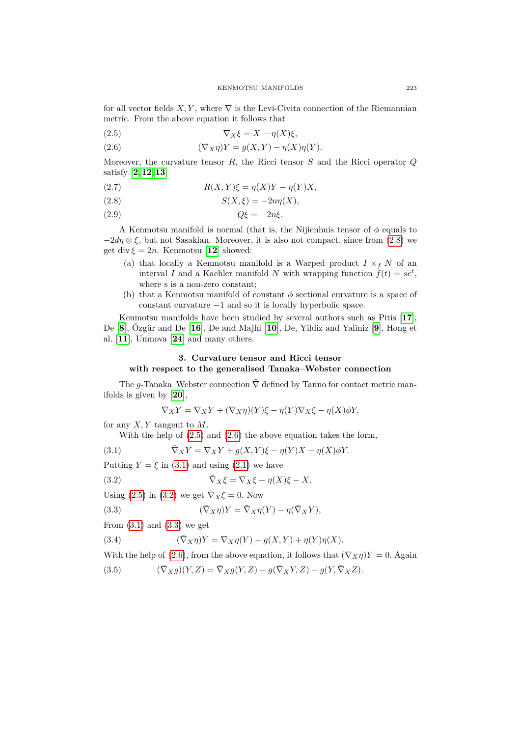for all vector fields $X, Y$, where $\nabla$ is the Levi-Civita connection of the Riemannian metric. From the above equation it follows that

$$\nabla_X \xi = X - \eta(X)\xi, \tag{2.5}$$

$$(\nabla_X \eta)Y = g(X,Y) - \eta(X)\eta(Y). \tag{2.6}$$

Moreover, the curvature tensor $R$, the Ricci tensor $S$ and the Ricci operator $Q$ satisfy [2, 12, 13]

$$R(X,Y)\xi = \eta(X)Y - \eta(Y)X, \tag{2.7}$$

$$S(X,\xi) = -2n\eta(X), \tag{2.8}$$

$$Q\xi = -2n\xi. \tag{2.9}$$

A Kenmotsu manifold is normal (that is, the Nijienhuis tensor of $\phi$ equals to $-2d\eta \otimes \xi$, but not Sasakian. Moreover, it is also not compact, since from (2.8) we get $\operatorname{div} \xi = 2n$. Kenmotsu [12] showed:

(a) that locally a Kenmotsu manifold is a Warped product $I \times_f N$ of an interval $I$ and a Kaehler manifold $N$ with wrapping function $f(t) = se^t$, where s is a non-zero constant;

(b) that a Kenmotsu manifold of constant $\phi$ sectional curvature is a space of constant curvature $-1$ and so it is locally hyperbolic space.

Kenmotsu manifolds have been studied by several authors such as Pitis [17], De [8], Özgür and De [16], De and Majhi [10], De, Yildiz and Yaliniz [9], Hong et al. [11], Umnova [24] and many others.

## 3. Curvature tensor and Ricci tensor with respect to the generalised Tanaka–Webster connection

The $g$-Tanaka–Webster connection $\bar{\nabla}$ defined by Tanno for contact metric manifolds is given by [20],

$$\bar{\nabla}_X Y = \nabla_X Y + (\nabla_X \eta)(Y)\xi - \eta(Y)\nabla_X \xi - \eta(X)\phi Y,$$

for any $X, Y$ tangent to $M$.

With the help of (2.5) and (2.6) the above equation takes the form,

$$\bar{\nabla}_X Y = \nabla_X Y + g(X,Y)\xi - \eta(Y)X - \eta(X)\phi Y. \tag{3.1}$$

Putting $Y = \xi$ in (3.1) and using (2.1) we have

$$\bar{\nabla}_X \xi = \nabla_X \xi + \eta(X)\xi - X, \tag{3.2}$$

Using (2.5) in (3.2) we get $\bar{\nabla}_X \xi = 0$. Now

$$(\bar{\nabla}_X \eta)Y = \bar{\nabla}_X \eta(Y) - \eta(\bar{\nabla}_X Y), \tag{3.3}$$

From (3.1) and (3.3) we get

$$(\bar{\nabla}_X \eta)Y = \nabla_X \eta(Y) - g(X,Y) + \eta(Y)\eta(X). \tag{3.4}$$

With the help of (2.6), from the above equation, it follows that $(\bar{\nabla}_X \eta)Y = 0$. Again

$$(\bar{\nabla}_X g)(Y,Z) = \bar{\nabla}_X g(Y,Z) - g(\bar{\nabla}_X Y, Z) - g(Y, \bar{\nabla}_X Z). \tag{3.5}$$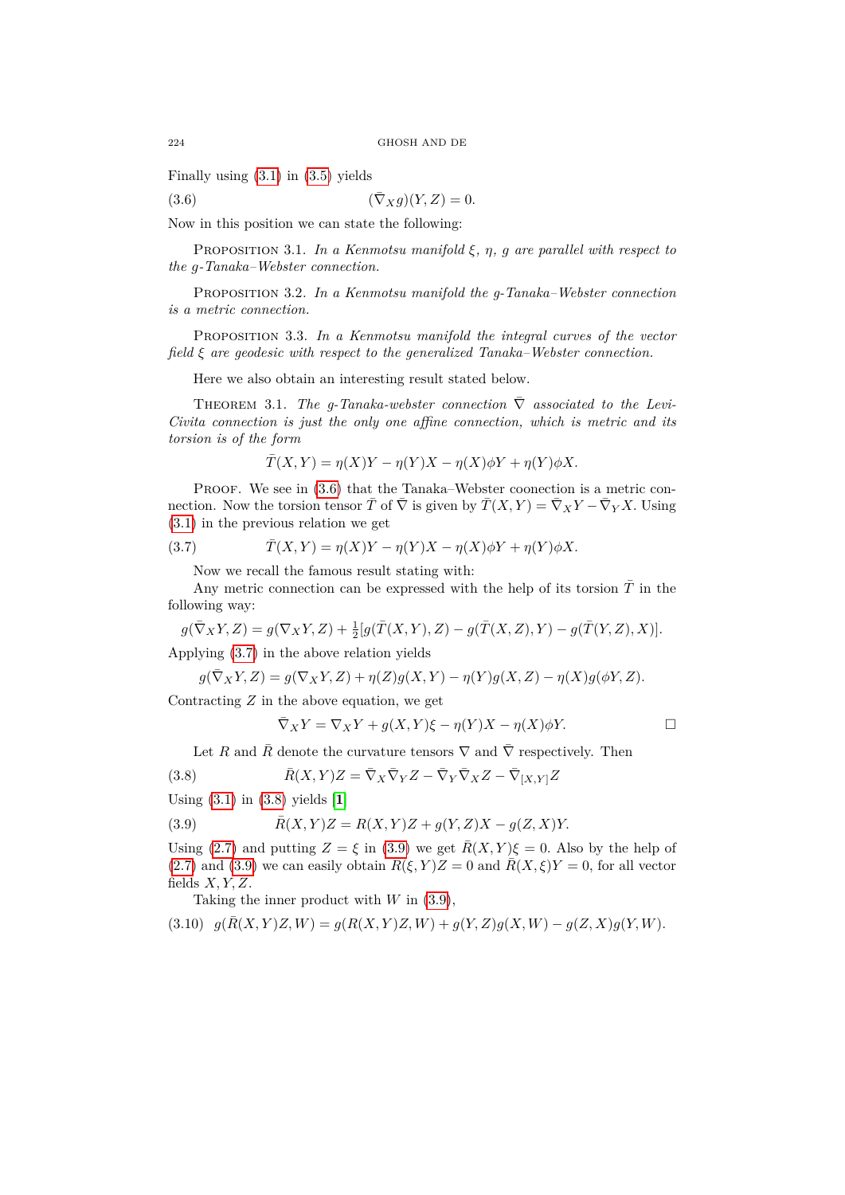Finally using (3.1) in (3.5) yields

$$(\bar{\nabla}_X g)(Y, Z) = 0. \tag{3.6}$$

Now in this position we can state the following:

Proposition 3.1. *In a Kenmotsu manifold $\xi$, $\eta$, $g$ are parallel with respect to the g-Tanaka–Webster connection.*

Proposition 3.2. *In a Kenmotsu manifold the g-Tanaka–Webster connection is a metric connection.*

Proposition 3.3. *In a Kenmotsu manifold the integral curves of the vector field $\xi$ are geodesic with respect to the generalized Tanaka–Webster connection.*

Here we also obtain an interesting result stated below.

Theorem 3.1. *The g-Tanaka-webster connection $\bar{\nabla}$ associated to the Levi-Civita connection is just the only one affine connection, which is metric and its torsion is of the form*

$$\bar{T}(X, Y) = \eta(X)Y - \eta(Y)X - \eta(X)\phi Y + \eta(Y)\phi X.$$

Proof. We see in (3.6) that the Tanaka–Webster coonection is a metric connection. Now the torsion tensor $\bar{T}$ of $\bar{\nabla}$ is given by $\bar{T}(X, Y) = \bar{\nabla}_X Y - \bar{\nabla}_Y X$. Using (3.1) in the previous relation we get

$$\bar{T}(X, Y) = \eta(X)Y - \eta(Y)X - \eta(X)\phi Y + \eta(Y)\phi X. \tag{3.7}$$

Now we recall the famous result stating with:

Any metric connection can be expressed with the help of its torsion $\bar{T}$ in the following way:

$$g(\bar{\nabla}_X Y, Z) = g(\nabla_X Y, Z) + \tfrac{1}{2}[g(\bar{T}(X, Y), Z) - g(\bar{T}(X, Z), Y) - g(\bar{T}(Y, Z), X)].$$

Applying (3.7) in the above relation yields

$$g(\bar{\nabla}_X Y, Z) = g(\nabla_X Y, Z) + \eta(Z)g(X, Y) - \eta(Y)g(X, Z) - \eta(X)g(\phi Y, Z).$$

Contracting $Z$ in the above equation, we get

$$\bar{\nabla}_X Y = \nabla_X Y + g(X, Y)\xi - \eta(Y)X - \eta(X)\phi Y. \qquad \square$$

Let $R$ and $\bar{R}$ denote the curvature tensors $\nabla$ and $\bar{\nabla}$ respectively. Then

$$\bar{R}(X, Y)Z = \bar{\nabla}_X \bar{\nabla}_Y Z - \bar{\nabla}_Y \bar{\nabla}_X Z - \bar{\nabla}_{[X,Y]} Z \tag{3.8}$$

Using (3.1) in (3.8) yields [1]

$$\bar{R}(X, Y)Z = R(X, Y)Z + g(Y, Z)X - g(Z, X)Y. \tag{3.9}$$

Using (2.7) and putting $Z = \xi$ in (3.9) we get $\bar{R}(X, Y)\xi = 0$. Also by the help of (2.7) and (3.9) we can easily obtain $\bar{R}(\xi, Y)Z = 0$ and $\bar{R}(X, \xi)Y = 0$, for all vector fields $X, Y, Z$.

Taking the inner product with $W$ in (3.9),

$$g(\bar{R}(X, Y)Z, W) = g(R(X, Y)Z, W) + g(Y, Z)g(X, W) - g(Z, X)g(Y, W). \tag{3.10}$$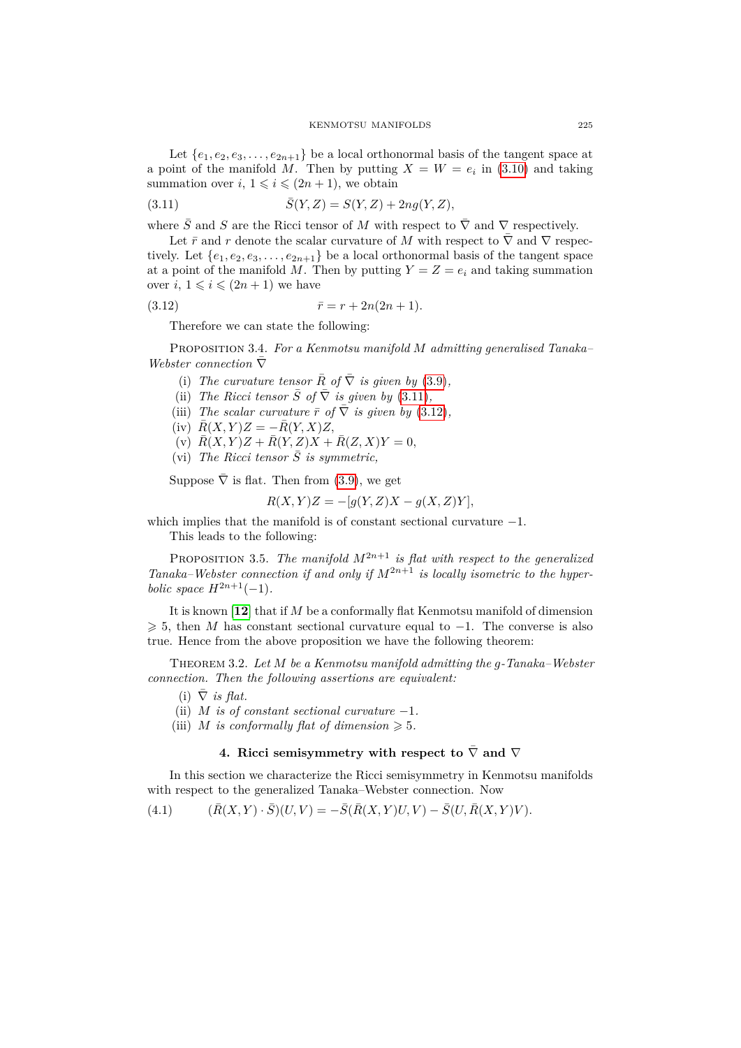Let $\{e_1, e_2, e_3, \ldots, e_{2n+1}\}$ be a local orthonormal basis of the tangent space at a point of the manifold $M$. Then by putting $X = W = e_i$ in (3.10) and taking summation over $i$, $1 \leqslant i \leqslant (2n+1)$, we obtain

$$\bar{S}(Y,Z) = S(Y,Z) + 2ng(Y,Z), \tag{3.11}$$

where $\bar{S}$ and $S$ are the Ricci tensor of $M$ with respect to $\bar{\nabla}$ and $\nabla$ respectively.

Let $\bar{r}$ and $r$ denote the scalar curvature of $M$ with respect to $\bar{\nabla}$ and $\nabla$ respectively. Let $\{e_1, e_2, e_3, \ldots, e_{2n+1}\}$ be a local orthonormal basis of the tangent space at a point of the manifold $M$. Then by putting $Y = Z = e_i$ and taking summation over $i$, $1 \leqslant i \leqslant (2n+1)$ we have

$$\bar{r} = r + 2n(2n+1). \tag{3.12}$$

Therefore we can state the following:

Proposition 3.4. *For a Kenmotsu manifold $M$ admitting generalised Tanaka–Webster connection $\bar{\nabla}$*

(i) *The curvature tensor $\bar{R}$ of $\bar{\nabla}$ is given by (3.9),*
(ii) *The Ricci tensor $\bar{S}$ of $\bar{\nabla}$ is given by (3.11),*
(iii) *The scalar curvature $\bar{r}$ of $\bar{\nabla}$ is given by (3.12),*
(iv) $\bar{R}(X,Y)Z = -\bar{R}(Y,X)Z$,
(v) $\bar{R}(X,Y)Z + \bar{R}(Y,Z)X + \bar{R}(Z,X)Y = 0$,
(vi) *The Ricci tensor $\bar{S}$ is symmetric,*

Suppose $\bar{\nabla}$ is flat. Then from (3.9), we get

$$R(X,Y)Z = -[g(Y,Z)X - g(X,Z)Y],$$

which implies that the manifold is of constant sectional curvature $-1$.

This leads to the following:

Proposition 3.5. *The manifold $M^{2n+1}$ is flat with respect to the generalized Tanaka–Webster connection if and only if $M^{2n+1}$ is locally isometric to the hyperbolic space $H^{2n+1}(-1)$.*

It is known [**12**] that if $M$ be a conformally flat Kenmotsu manifold of dimension $\geqslant 5$, then $M$ has constant sectional curvature equal to $-1$. The converse is also true. Hence from the above proposition we have the following theorem:

Theorem 3.2. *Let $M$ be a Kenmotsu manifold admitting the $g$-Tanaka–Webster connection. Then the following assertions are equivalent:*

(i) *$\bar{\nabla}$ is flat.*
(ii) *$M$ is of constant sectional curvature $-1$.*
(iii) *$M$ is conformally flat of dimension $\geqslant 5$.*

## 4. Ricci semisymmetry with respect to $\bar{\nabla}$ and $\nabla$

In this section we characterize the Ricci semisymmetry in Kenmotsu manifolds with respect to the generalized Tanaka–Webster connection. Now

$$(\bar{R}(X,Y)\cdot\bar{S})(U,V) = -\bar{S}(\bar{R}(X,Y)U,V) - \bar{S}(U,\bar{R}(X,Y)V). \tag{4.1}$$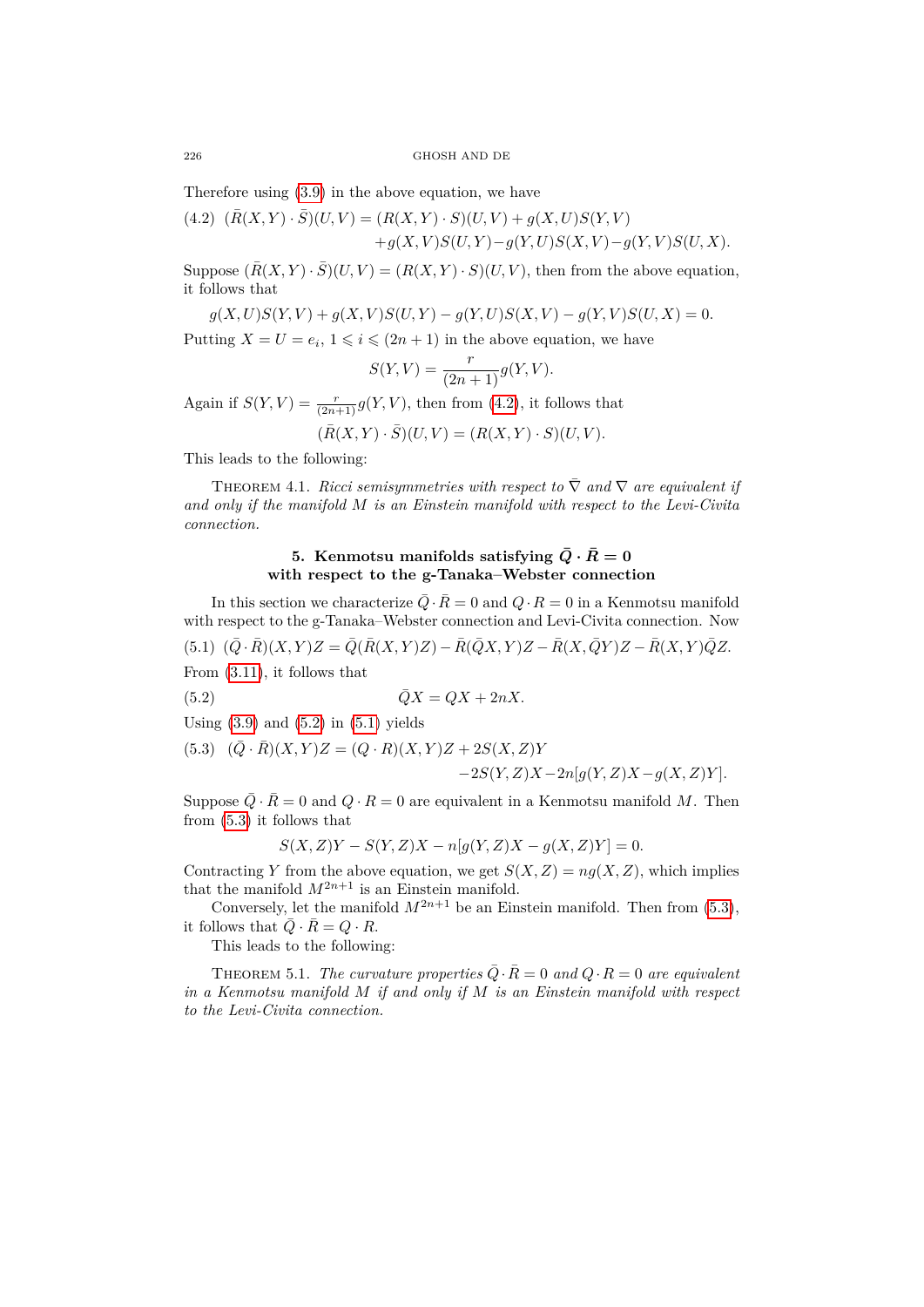Therefore using (3.9) in the above equation, we have

$$(\bar{R}(X,Y)\cdot\bar{S})(U,V) = (R(X,Y)\cdot S)(U,V) + g(X,U)S(Y,V) + g(X,V)S(U,Y) - g(Y,U)S(X,V) - g(Y,V)S(U,X). \tag{4.2}$$

Suppose $(\bar{R}(X,Y)\cdot\bar{S})(U,V) = (R(X,Y)\cdot S)(U,V)$, then from the above equation, it follows that

$$g(X,U)S(Y,V) + g(X,V)S(U,Y) - g(Y,U)S(X,V) - g(Y,V)S(U,X) = 0.$$

Putting $X = U = e_i$, $1 \leqslant i \leqslant (2n+1)$ in the above equation, we have

$$S(Y,V) = \frac{r}{(2n+1)}g(Y,V).$$

Again if $S(Y,V) = \frac{r}{(2n+1)}g(Y,V)$, then from (4.2), it follows that

$$(\bar{R}(X,Y)\cdot\bar{S})(U,V) = (R(X,Y)\cdot S)(U,V).$$

This leads to the following:

THEOREM 4.1. *Ricci semisymmetries with respect to $\bar{\nabla}$ and $\nabla$ are equivalent if and only if the manifold $M$ is an Einstein manifold with respect to the Levi-Civita connection.*

## 5. Kenmotsu manifolds satisfying $\bar{Q}\cdot\bar{R} = 0$ with respect to the g-Tanaka–Webster connection

In this section we characterize $\bar{Q}\cdot\bar{R} = 0$ and $Q\cdot R = 0$ in a Kenmotsu manifold with respect to the g-Tanaka–Webster connection and Levi-Civita connection. Now

$$(\bar{Q}\cdot\bar{R})(X,Y)Z = \bar{Q}(\bar{R}(X,Y)Z) - \bar{R}(\bar{Q}X,Y)Z - \bar{R}(X,\bar{Q}Y)Z - \bar{R}(X,Y)\bar{Q}Z. \tag{5.1}$$

From (3.11), it follows that

$$\bar{Q}X = QX + 2nX. \tag{5.2}$$

Using (3.9) and (5.2) in (5.1) yields

$$(\bar{Q}\cdot\bar{R})(X,Y)Z = (Q\cdot R)(X,Y)Z + 2S(X,Z)Y - 2S(Y,Z)X - 2n[g(Y,Z)X - g(X,Z)Y]. \tag{5.3}$$

Suppose $\bar{Q}\cdot\bar{R} = 0$ and $Q\cdot R = 0$ are equivalent in a Kenmotsu manifold $M$. Then from (5.3) it follows that

$$S(X,Z)Y - S(Y,Z)X - n[g(Y,Z)X - g(X,Z)Y] = 0.$$

Contracting $Y$ from the above equation, we get $S(X,Z) = ng(X,Z)$, which implies that the manifold $M^{2n+1}$ is an Einstein manifold.

Conversely, let the manifold $M^{2n+1}$ be an Einstein manifold. Then from (5.3), it follows that $\bar{Q}\cdot\bar{R} = Q\cdot R$.

This leads to the following:

THEOREM 5.1. *The curvature properties $\bar{Q}\cdot\bar{R} = 0$ and $Q\cdot R = 0$ are equivalent in a Kenmotsu manifold $M$ if and only if $M$ is an Einstein manifold with respect to the Levi-Civita connection.*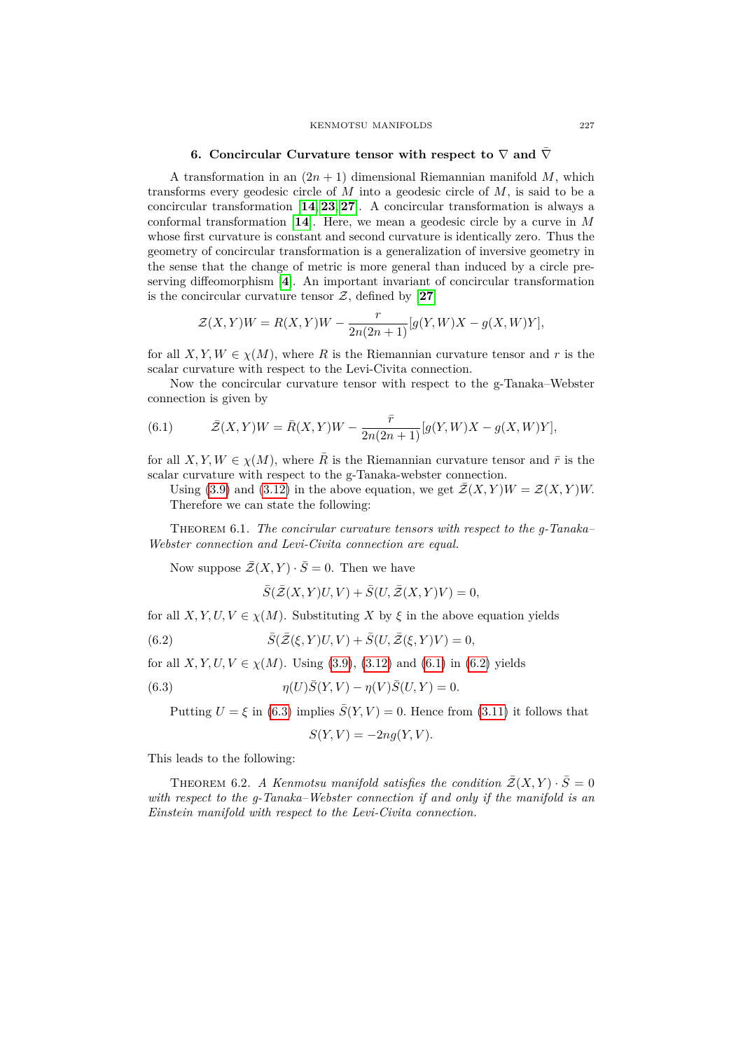## 6. Concircular Curvature tensor with respect to $\nabla$ and $\bar{\nabla}$

A transformation in an $(2n+1)$ dimensional Riemannian manifold $M$, which transforms every geodesic circle of $M$ into a geodesic circle of $M$, is said to be a concircular transformation [14, 23, 27]. A concircular transformation is always a conformal transformation [14]. Here, we mean a geodesic circle by a curve in $M$ whose first curvature is constant and second curvature is identically zero. Thus the geometry of concircular transformation is a generalization of inversive geometry in the sense that the change of metric is more general than induced by a circle preserving diffeomorphism [4]. An important invariant of concircular transformation is the concircular curvature tensor $\mathcal{Z}$, defined by [27]

$$\mathcal{Z}(X,Y)W = R(X,Y)W - \frac{r}{2n(2n+1)}[g(Y,W)X - g(X,W)Y],$$

for all $X, Y, W \in \chi(M)$, where $R$ is the Riemannian curvature tensor and $r$ is the scalar curvature with respect to the Levi-Civita connection.

Now the concircular curvature tensor with respect to the g-Tanaka–Webster connection is given by

$$\bar{\mathcal{Z}}(X,Y)W = \bar{R}(X,Y)W - \frac{\bar{r}}{2n(2n+1)}[g(Y,W)X - g(X,W)Y], \tag{6.1}$$

for all $X, Y, W \in \chi(M)$, where $\bar{R}$ is the Riemannian curvature tensor and $\bar{r}$ is the scalar curvature with respect to the g-Tanaka-webster connection.

Using (3.9) and (3.12) in the above equation, we get $\bar{\mathcal{Z}}(X,Y)W = \mathcal{Z}(X,Y)W$. Therefore we can state the following:

Theorem 6.1. *The concirular curvature tensors with respect to the g-Tanaka–Webster connection and Levi-Civita connection are equal.*

Now suppose $\bar{\mathcal{Z}}(X,Y) \cdot \bar{S} = 0$. Then we have

$$\bar{S}(\bar{\mathcal{Z}}(X,Y)U, V) + \bar{S}(U, \bar{\mathcal{Z}}(X,Y)V) = 0,$$

for all $X, Y, U, V \in \chi(M)$. Substituting $X$ by $\xi$ in the above equation yields

$$\bar{S}(\bar{\mathcal{Z}}(\xi,Y)U, V) + \bar{S}(U, \bar{\mathcal{Z}}(\xi,Y)V) = 0, \tag{6.2}$$

for all $X, Y, U, V \in \chi(M)$. Using (3.9), (3.12) and (6.1) in (6.2) yields

$$\eta(U)\bar{S}(Y,V) - \eta(V)\bar{S}(U,Y) = 0. \tag{6.3}$$

Putting $U = \xi$ in (6.3) implies $\bar{S}(Y,V) = 0$. Hence from (3.11) it follows that

$$S(Y,V) = -2ng(Y,V).$$

This leads to the following:

Theorem 6.2. *A Kenmotsu manifold satisfies the condition $\bar{\mathcal{Z}}(X,Y) \cdot \bar{S} = 0$ with respect to the g-Tanaka–Webster connection if and only if the manifold is an Einstein manifold with respect to the Levi-Civita connection.*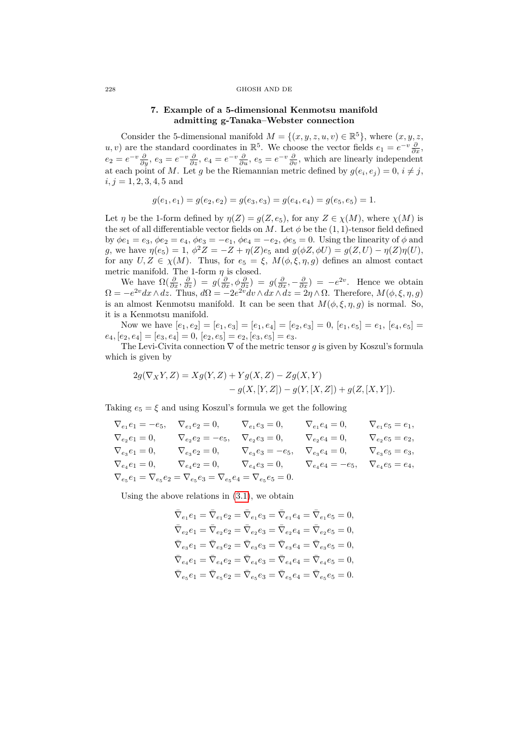## 7. Example of a 5-dimensional Kenmotsu manifold admitting g-Tanaka–Webster connection

Consider the 5-dimensional manifold $M = \{(x, y, z, u, v) \in \mathbb{R}^5\}$, where $(x, y, z, u, v)$ are the standard coordinates in $\mathbb{R}^5$. We choose the vector fields $e_1 = e^{-v}\frac{\partial}{\partial x}$, $e_2 = e^{-v}\frac{\partial}{\partial y}$, $e_3 = e^{-v}\frac{\partial}{\partial z}$, $e_4 = e^{-v}\frac{\partial}{\partial u}$, $e_5 = e^{-v}\frac{\partial}{\partial v}$, which are linearly independent at each point of $M$. Let $g$ be the Riemannian metric defined by $g(e_i, e_j) = 0$, $i \neq j$, $i, j = 1, 2, 3, 4, 5$ and

$$g(e_1, e_1) = g(e_2, e_2) = g(e_3, e_3) = g(e_4, e_4) = g(e_5, e_5) = 1.$$

Let $\eta$ be the 1-form defined by $\eta(Z) = g(Z, e_5)$, for any $Z \in \chi(M)$, where $\chi(M)$ is the set of all differentiable vector fields on $M$. Let $\phi$ be the $(1,1)$-tensor field defined by $\phi e_1 = e_3$, $\phi e_2 = e_4$, $\phi e_3 = -e_1$, $\phi e_4 = -e_2$, $\phi e_5 = 0$. Using the linearity of $\phi$ and $g$, we have $\eta(e_5) = 1$, $\phi^2 Z = -Z + \eta(Z)e_5$ and $g(\phi Z, \phi U) = g(Z, U) - \eta(Z)\eta(U)$, for any $U, Z \in \chi(M)$. Thus, for $e_5 = \xi$, $M(\phi, \xi, \eta, g)$ defines an almost contact metric manifold. The 1-form $\eta$ is closed.

We have $\Omega(\frac{\partial}{\partial x}, \frac{\partial}{\partial z}) = g(\frac{\partial}{\partial x}, \phi\frac{\partial}{\partial z}) = g(\frac{\partial}{\partial x}, -\frac{\partial}{\partial x}) = -e^{2v}$. Hence we obtain $\Omega = -e^{2v}dx \wedge dz$. Thus, $d\Omega = -2e^{2v}dv \wedge dx \wedge dz = 2\eta \wedge \Omega$. Therefore, $M(\phi, \xi, \eta, g)$ is an almost Kenmotsu manifold. It can be seen that $M(\phi, \xi, \eta, g)$ is normal. So, it is a Kenmotsu manifold.

Now we have $[e_1, e_2] = [e_1, e_3] = [e_1, e_4] = [e_2, e_3] = 0$, $[e_1, e_5] = e_1$, $[e_4, e_5] = e_4$, $[e_2, e_4] = [e_3, e_4] = 0$, $[e_2, e_5] = e_2$, $[e_3, e_5] = e_3$.

The Levi-Civita connection $\nabla$ of the metric tensor $g$ is given by Koszul's formula which is given by

$$\begin{aligned} 2g(\nabla_X Y, Z) = {} & Xg(Y, Z) + Yg(X, Z) - Zg(X, Y) \\ & - g(X, [Y, Z]) - g(Y, [X, Z]) + g(Z, [X, Y]). \end{aligned}$$

Taking $e_5 = \xi$ and using Koszul's formula we get the following

$$\begin{array}{lllll}
\nabla_{e_1}e_1 = -e_5, & \nabla_{e_1}e_2 = 0, & \nabla_{e_1}e_3 = 0, & \nabla_{e_1}e_4 = 0, & \nabla_{e_1}e_5 = e_1, \\
\nabla_{e_2}e_1 = 0, & \nabla_{e_2}e_2 = -e_5, & \nabla_{e_2}e_3 = 0, & \nabla_{e_2}e_4 = 0, & \nabla_{e_2}e_5 = e_2, \\
\nabla_{e_3}e_1 = 0, & \nabla_{e_3}e_2 = 0, & \nabla_{e_3}e_3 = -e_5, & \nabla_{e_3}e_4 = 0, & \nabla_{e_3}e_5 = e_3, \\
\nabla_{e_4}e_1 = 0, & \nabla_{e_4}e_2 = 0, & \nabla_{e_4}e_3 = 0, & \nabla_{e_4}e_4 = -e_5, & \nabla_{e_4}e_5 = e_4, \\
\multicolumn{5}{l}{\nabla_{e_5}e_1 = \nabla_{e_5}e_2 = \nabla_{e_5}e_3 = \nabla_{e_5}e_4 = \nabla_{e_5}e_5 = 0.}
\end{array}$$

Using the above relations in (3.1), we obtain

$$\begin{aligned}
\bar{\nabla}_{e_1}e_1 = \bar{\nabla}_{e_1}e_2 = \bar{\nabla}_{e_1}e_3 = \bar{\nabla}_{e_1}e_4 = \bar{\nabla}_{e_1}e_5 = 0, \\
\bar{\nabla}_{e_2}e_1 = \bar{\nabla}_{e_2}e_2 = \bar{\nabla}_{e_2}e_3 = \bar{\nabla}_{e_2}e_4 = \bar{\nabla}_{e_2}e_5 = 0, \\
\bar{\nabla}_{e_3}e_1 = \bar{\nabla}_{e_3}e_2 = \bar{\nabla}_{e_3}e_3 = \bar{\nabla}_{e_3}e_4 = \bar{\nabla}_{e_3}e_5 = 0, \\
\bar{\nabla}_{e_4}e_1 = \bar{\nabla}_{e_4}e_2 = \bar{\nabla}_{e_4}e_3 = \bar{\nabla}_{e_4}e_4 = \bar{\nabla}_{e_4}e_5 = 0, \\
\bar{\nabla}_{e_5}e_1 = \bar{\nabla}_{e_5}e_2 = \bar{\nabla}_{e_5}e_3 = \bar{\nabla}_{e_5}e_4 = \bar{\nabla}_{e_5}e_5 = 0.
\end{aligned}$$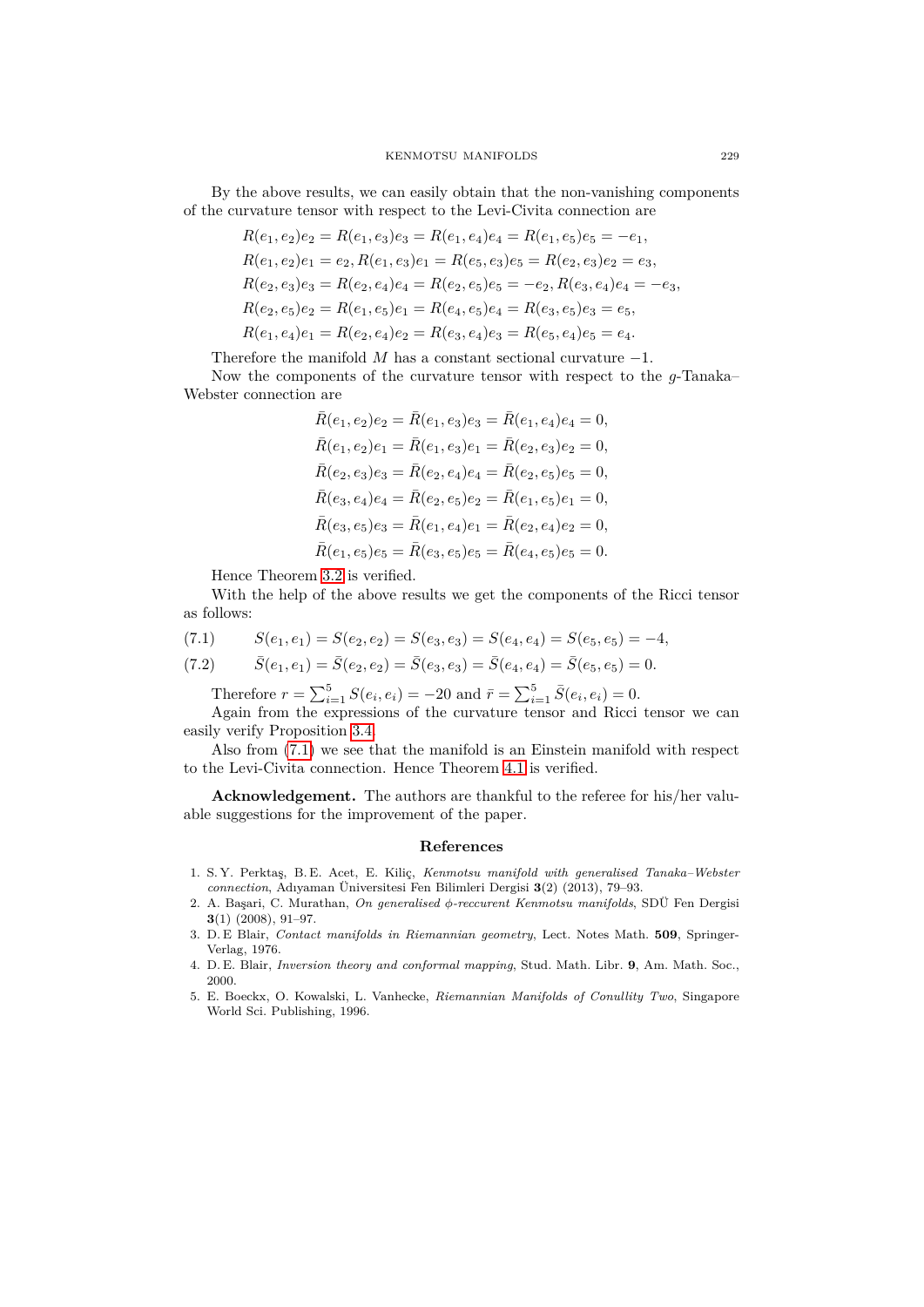By the above results, we can easily obtain that the non-vanishing components of the curvature tensor with respect to the Levi-Civita connection are

$$
\begin{aligned}
&R(e_1,e_2)e_2 = R(e_1,e_3)e_3 = R(e_1,e_4)e_4 = R(e_1,e_5)e_5 = -e_1,\\
&R(e_1,e_2)e_1 = e_2, R(e_1,e_3)e_1 = R(e_5,e_3)e_5 = R(e_2,e_3)e_2 = e_3,\\
&R(e_2,e_3)e_3 = R(e_2,e_4)e_4 = R(e_2,e_5)e_5 = -e_2, R(e_3,e_4)e_4 = -e_3,\\
&R(e_2,e_5)e_2 = R(e_1,e_5)e_1 = R(e_4,e_5)e_4 = R(e_3,e_5)e_3 = e_5,\\
&R(e_1,e_4)e_1 = R(e_2,e_4)e_2 = R(e_3,e_4)e_3 = R(e_5,e_4)e_5 = e_4.
\end{aligned}
$$

Therefore the manifold $M$ has a constant sectional curvature $-1$.

Now the components of the curvature tensor with respect to the $g$-Tanaka–Webster connection are

$$
\begin{aligned}
&\bar{R}(e_1,e_2)e_2 = \bar{R}(e_1,e_3)e_3 = \bar{R}(e_1,e_4)e_4 = 0,\\
&\bar{R}(e_1,e_2)e_1 = \bar{R}(e_1,e_3)e_1 = \bar{R}(e_2,e_3)e_2 = 0,\\
&\bar{R}(e_2,e_3)e_3 = \bar{R}(e_2,e_4)e_4 = \bar{R}(e_2,e_5)e_5 = 0,\\
&\bar{R}(e_3,e_4)e_4 = \bar{R}(e_2,e_5)e_2 = \bar{R}(e_1,e_5)e_1 = 0,\\
&\bar{R}(e_3,e_5)e_3 = \bar{R}(e_1,e_4)e_1 = \bar{R}(e_2,e_4)e_2 = 0,\\
&\bar{R}(e_1,e_5)e_5 = \bar{R}(e_3,e_5)e_5 = \bar{R}(e_4,e_5)e_5 = 0.
\end{aligned}
$$

Hence Theorem 3.2 is verified.

With the help of the above results we get the components of the Ricci tensor as follows:

$$S(e_1,e_1) = S(e_2,e_2) = S(e_3,e_3) = S(e_4,e_4) = S(e_5,e_5) = -4, \tag{7.1}$$

$$\bar{S}(e_1,e_1) = \bar{S}(e_2,e_2) = \bar{S}(e_3,e_3) = \bar{S}(e_4,e_4) = \bar{S}(e_5,e_5) = 0. \tag{7.2}$$

Therefore $r = \sum_{i=1}^{5} S(e_i,e_i) = -20$ and $\bar{r} = \sum_{i=1}^{5} \bar{S}(e_i,e_i) = 0$.

Again from the expressions of the curvature tensor and Ricci tensor we can easily verify Proposition 3.4.

Also from (7.1) we see that the manifold is an Einstein manifold with respect to the Levi-Civita connection. Hence Theorem 4.1 is verified.

**Acknowledgement.** The authors are thankful to the referee for his/her valuable suggestions for the improvement of the paper.

## References

1. S. Y. Perktaş, B. E. Acet, E. Kiliç, *Kenmotsu manifold with generalised Tanaka–Webster connection*, Adıyaman Üniversitesi Fen Bilimleri Dergisi **3**(2) (2013), 79–93.
2. A. Başari, C. Murathan, *On generalised $\phi$-reccurent Kenmotsu manifolds*, SDÜ Fen Dergisi **3**(1) (2008), 91–97.
3. D. E Blair, *Contact manifolds in Riemannian geometry*, Lect. Notes Math. **509**, Springer-Verlag, 1976.
4. D. E. Blair, *Inversion theory and conformal mapping*, Stud. Math. Libr. **9**, Am. Math. Soc., 2000.
5. E. Boeckx, O. Kowalski, L. Vanhecke, *Riemannian Manifolds of Conullity Two*, Singapore World Sci. Publishing, 1996.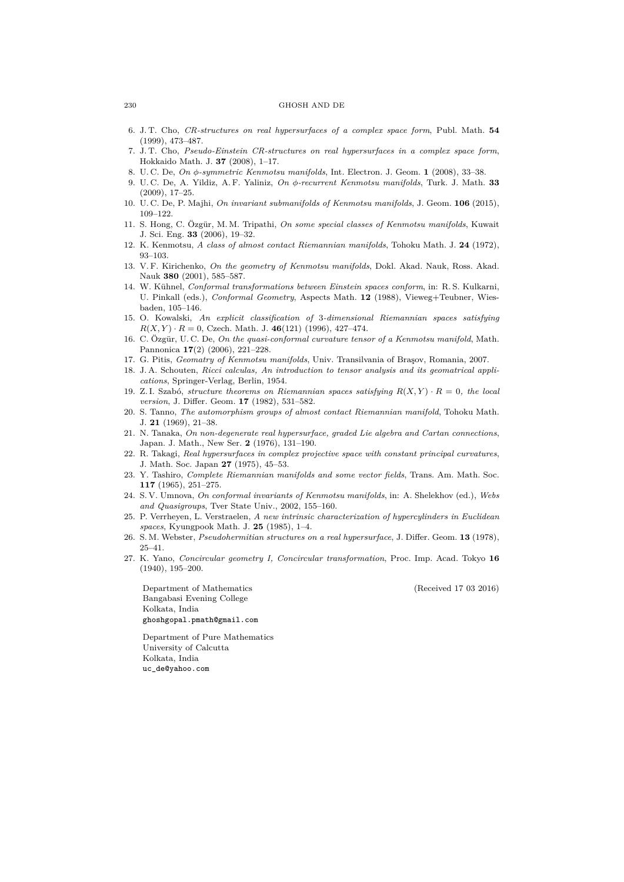6. J. T. Cho, *CR-structures on real hypersurfaces of a complex space form*, Publ. Math. **54** (1999), 473–487.
7. J. T. Cho, *Pseudo-Einstein CR-structures on real hypersurfaces in a complex space form*, Hokkaido Math. J. **37** (2008), 1–17.
8. U. C. De, *On $\phi$-symmetric Kenmotsu manifolds*, Int. Electron. J. Geom. **1** (2008), 33–38.
9. U. C. De, A. Yildiz, A. F. Yaliniz, *On $\phi$-recurrent Kenmotsu manifolds*, Turk. J. Math. **33** (2009), 17–25.
10. U. C. De, P. Majhi, *On invariant submanifolds of Kenmotsu manifolds*, J. Geom. **106** (2015), 109–122.
11. S. Hong, C. Özgür, M. M. Tripathi, *On some special classes of Kenmotsu manifolds*, Kuwait J. Sci. Eng. **33** (2006), 19–32.
12. K. Kenmotsu, *A class of almost contact Riemannian manifolds*, Tohoku Math. J. **24** (1972), 93–103.
13. V. F. Kirichenko, *On the geometry of Kenmotsu manifolds*, Dokl. Akad. Nauk, Ross. Akad. Nauk **380** (2001), 585–587.
14. W. Kühnel, *Conformal transformations between Einstein spaces conform*, in: R. S. Kulkarni, U. Pinkall (eds.), *Conformal Geometry*, Aspects Math. **12** (1988), Vieweg+Teubner, Wiesbaden, 105–146.
15. O. Kowalski, *An explicit classification of 3-dimensional Riemannian spaces satisfying $R(X,Y)\cdot R=0$*, Czech. Math. J. **46**(121) (1996), 427–474.
16. C. Özgür, U. C. De, *On the quasi-conformal curvature tensor of a Kenmotsu manifold*, Math. Pannonica **17**(2) (2006), 221–228.
17. G. Pitis, *Geomatry of Kenmotsu manifolds*, Univ. Transilvania of Braşov, Romania, 2007.
18. J. A. Schouten, *Ricci calculas, An introduction to tensor analysis and its geomatrical applications*, Springer-Verlag, Berlin, 1954.
19. Z. I. Szabó, *structure theorems on Riemannian spaces satisfying $R(X,Y)\cdot R=0$, the local version*, J. Differ. Geom. **17** (1982), 531–582.
20. S. Tanno, *The automorphism groups of almost contact Riemannian manifold*, Tohoku Math. J. **21** (1969), 21–38.
21. N. Tanaka, *On non-degenerate real hypersurface, graded Lie algebra and Cartan connections*, Japan. J. Math., New Ser. **2** (1976), 131–190.
22. R. Takagi, *Real hypersurfaces in complex projective space with constant principal curvatures*, J. Math. Soc. Japan **27** (1975), 45–53.
23. Y. Tashiro, *Complete Riemannian manifolds and some vector fields*, Trans. Am. Math. Soc. **117** (1965), 251–275.
24. S. V. Umnova, *On conformal invariants of Kenmotsu manifolds*, in: A. Shelekhov (ed.), *Webs and Quasigroups*, Tver State Univ., 2002, 155–160.
25. P. Verrheyen, L. Verstraelen, *A new intrinsic characterization of hypercylinders in Euclidean spaces*, Kyungpook Math. J. **25** (1985), 1–4.
26. S. M. Webster, *Pseudohermitian structures on a real hypersurface*, J. Differ. Geom. **13** (1978), 25–41.
27. K. Yano, *Concircular geometry I, Concircular transformation*, Proc. Imp. Acad. Tokyo **16** (1940), 195–200.

Department of Mathematics
Bangabasi Evening College
Kolkata, India
ghoshgopal.pmath@gmail.com

(Received 17 03 2016)

Department of Pure Mathematics
University of Calcutta
Kolkata, India
uc_de@yahoo.com